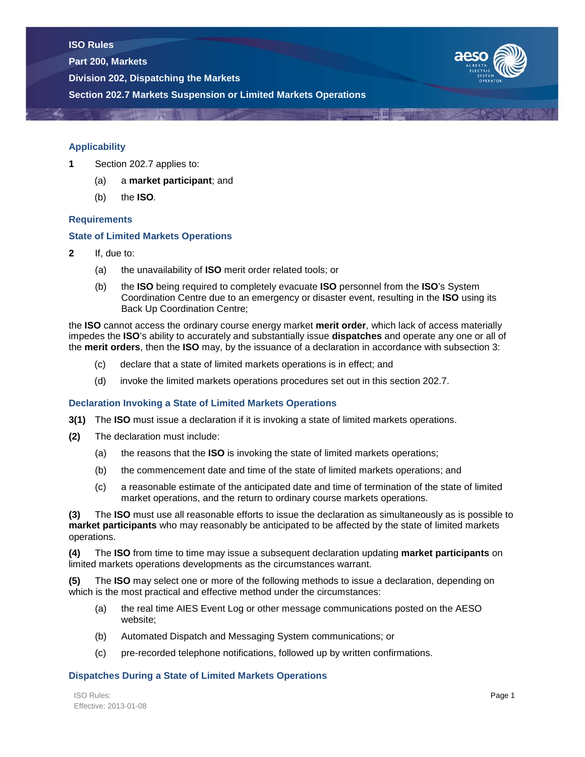# ISO Rules

## Part 200, Markets

## Division 202, Dispatching the Markets

## Section 202.7 Markets Suspension or Limited Markets Operations

### Applicability

**1** Section 202.7 applies to:

(a) a **market participant**; and

(b) the **ISO**.

### Requirements

### State of Limited Markets Operations

**2** If, due to:

(a) the unavailability of **ISO** merit order related tools; or

(b) the **ISO** being required to completely evacuate **ISO** personnel from the **ISO**'s System Coordination Centre due to an emergency or disaster event, resulting in the **ISO** using its Back Up Coordination Centre;

the **ISO** cannot access the ordinary course energy market **merit order**, which lack of access materially impedes the **ISO**'s ability to accurately and substantially issue **dispatches** and operate any one or all of the **merit orders**, then the **ISO** may, by the issuance of a declaration in accordance with subsection 3:

(c) declare that a state of limited markets operations is in effect; and

(d) invoke the limited markets operations procedures set out in this section 202.7.

### Declaration Invoking a State of Limited Markets Operations

**3(1)** The **ISO** must issue a declaration if it is invoking a state of limited markets operations.

**(2)** The declaration must include:

(a) the reasons that the **ISO** is invoking the state of limited markets operations;

(b) the commencement date and time of the state of limited markets operations; and

(c) a reasonable estimate of the anticipated date and time of termination of the state of limited market operations, and the return to ordinary course markets operations.

**(3)** The **ISO** must use all reasonable efforts to issue the declaration as simultaneously as is possible to **market participants** who may reasonably be anticipated to be affected by the state of limited markets operations.

**(4)** The **ISO** from time to time may issue a subsequent declaration updating **market participants** on limited markets operations developments as the circumstances warrant.

**(5)** The **ISO** may select one or more of the following methods to issue a declaration, depending on which is the most practical and effective method under the circumstances:

(a) the real time AIES Event Log or other message communications posted on the AESO website;

(b) Automated Dispatch and Messaging System communications; or

(c) pre-recorded telephone notifications, followed up by written confirmations.

### Dispatches During a State of Limited Markets Operations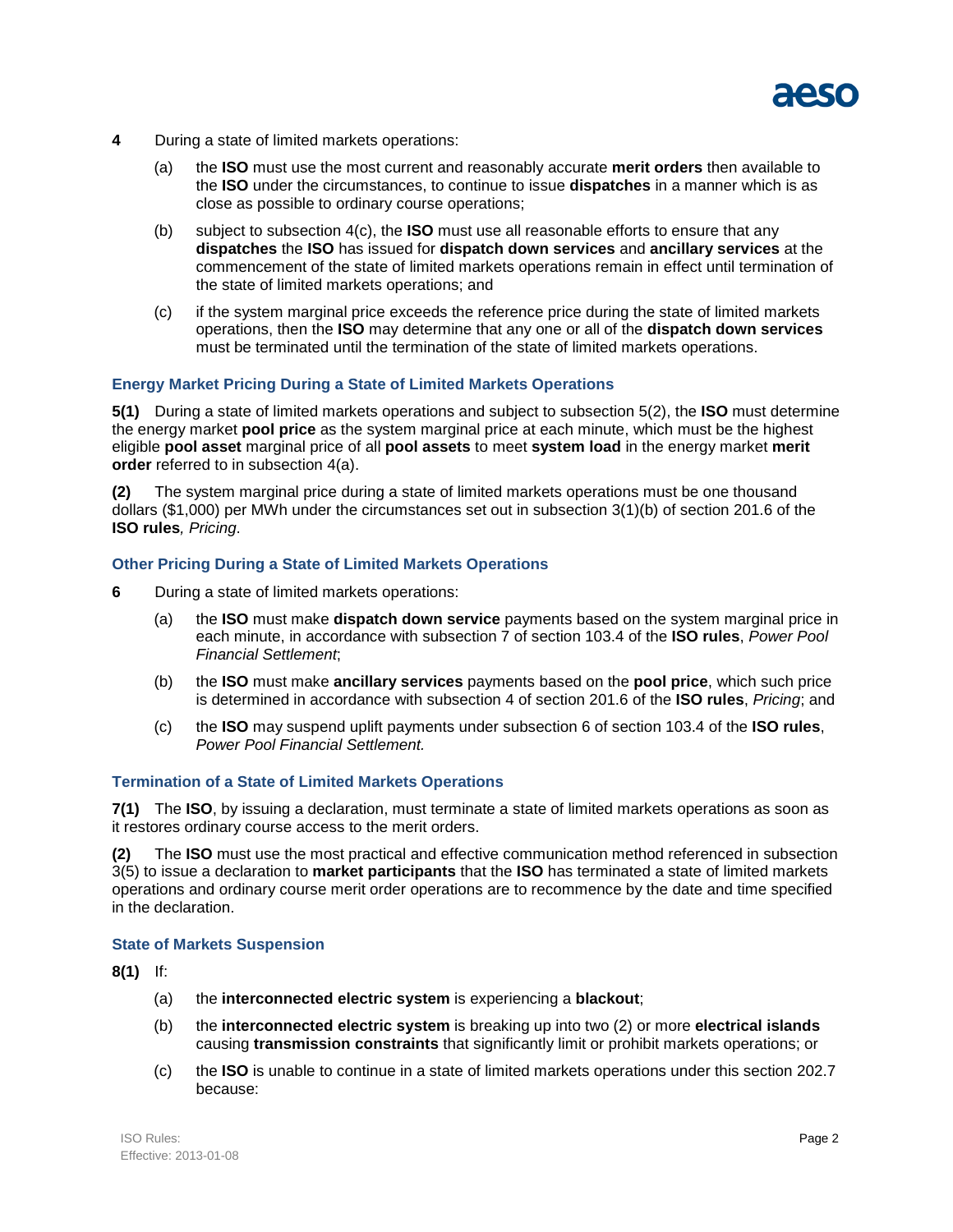**4** During a state of limited markets operations:

(a) the **ISO** must use the most current and reasonably accurate **merit orders** then available to the **ISO** under the circumstances, to continue to issue **dispatches** in a manner which is as close as possible to ordinary course operations;

(b) subject to subsection 4(c), the **ISO** must use all reasonable efforts to ensure that any **dispatches** the **ISO** has issued for **dispatch down services** and **ancillary services** at the commencement of the state of limited markets operations remain in effect until termination of the state of limited markets operations; and

(c) if the system marginal price exceeds the reference price during the state of limited markets operations, then the **ISO** may determine that any one or all of the **dispatch down services** must be terminated until the termination of the state of limited markets operations.

### Energy Market Pricing During a State of Limited Markets Operations

**5(1)** During a state of limited markets operations and subject to subsection 5(2), the **ISO** must determine the energy market **pool price** as the system marginal price at each minute, which must be the highest eligible **pool asset** marginal price of all **pool assets** to meet **system load** in the energy market **merit order** referred to in subsection 4(a).

**(2)** The system marginal price during a state of limited markets operations must be one thousand dollars ($1,000) per MWh under the circumstances set out in subsection 3(1)(b) of section 201.6 of the **ISO rules**, *Pricing*.

### Other Pricing During a State of Limited Markets Operations

**6** During a state of limited markets operations:

(a) the **ISO** must make **dispatch down service** payments based on the system marginal price in each minute, in accordance with subsection 7 of section 103.4 of the **ISO rules**, *Power Pool Financial Settlement*;

(b) the **ISO** must make **ancillary services** payments based on the **pool price**, which such price is determined in accordance with subsection 4 of section 201.6 of the **ISO rules**, *Pricing*; and

(c) the **ISO** may suspend uplift payments under subsection 6 of section 103.4 of the **ISO rules**, *Power Pool Financial Settlement.*

### Termination of a State of Limited Markets Operations

**7(1)** The **ISO**, by issuing a declaration, must terminate a state of limited markets operations as soon as it restores ordinary course access to the merit orders.

**(2)** The **ISO** must use the most practical and effective communication method referenced in subsection 3(5) to issue a declaration to **market participants** that the **ISO** has terminated a state of limited markets operations and ordinary course merit order operations are to recommence by the date and time specified in the declaration.

### State of Markets Suspension

**8(1)** If:

(a) the **interconnected electric system** is experiencing a **blackout**;

(b) the **interconnected electric system** is breaking up into two (2) or more **electrical islands** causing **transmission constraints** that significantly limit or prohibit markets operations; or

(c) the **ISO** is unable to continue in a state of limited markets operations under this section 202.7 because: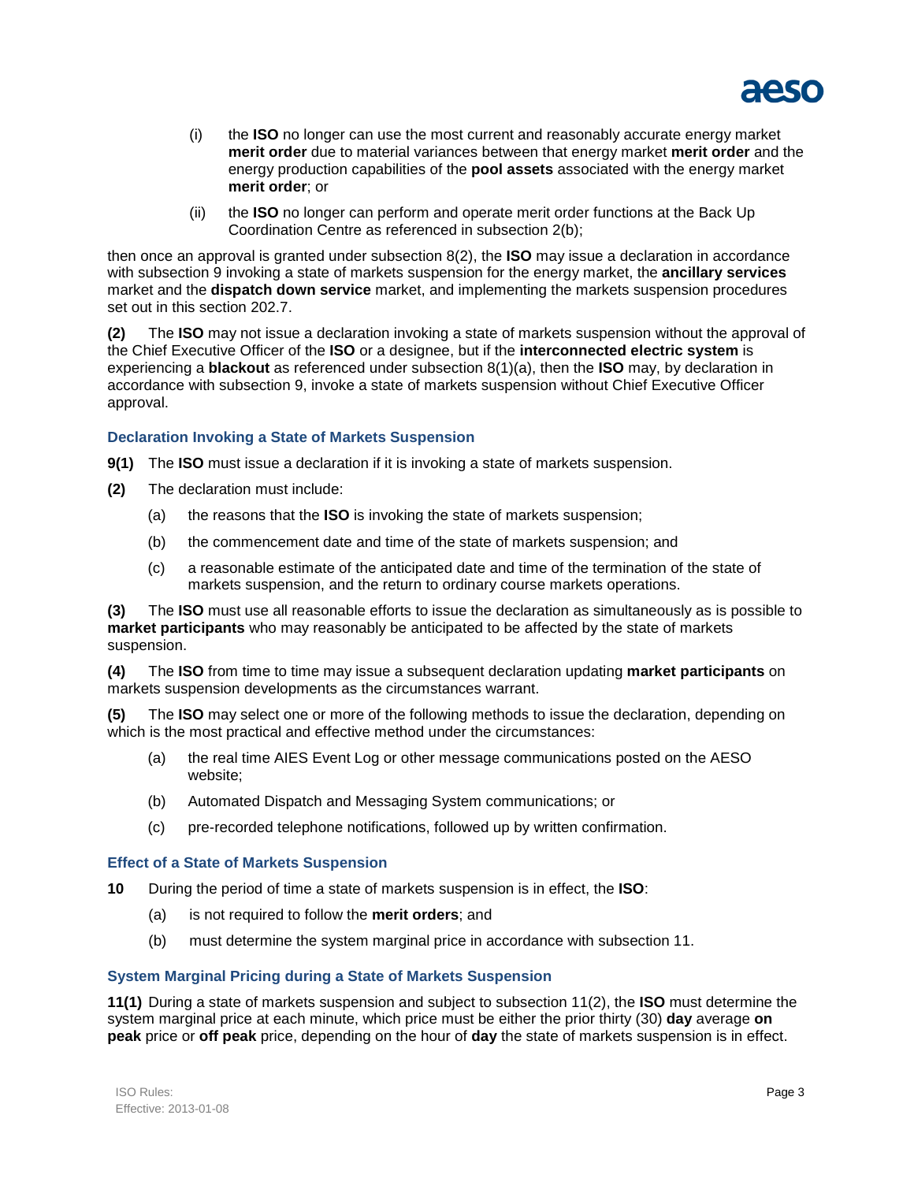(i) the **ISO** no longer can use the most current and reasonably accurate energy market **merit order** due to material variances between that energy market **merit order** and the energy production capabilities of the **pool assets** associated with the energy market **merit order**; or

(ii) the **ISO** no longer can perform and operate merit order functions at the Back Up Coordination Centre as referenced in subsection 2(b);

then once an approval is granted under subsection 8(2), the **ISO** may issue a declaration in accordance with subsection 9 invoking a state of markets suspension for the energy market, the **ancillary services** market and the **dispatch down service** market, and implementing the markets suspension procedures set out in this section 202.7.

**(2)** The **ISO** may not issue a declaration invoking a state of markets suspension without the approval of the Chief Executive Officer of the **ISO** or a designee, but if the **interconnected electric system** is experiencing a **blackout** as referenced under subsection 8(1)(a), then the **ISO** may, by declaration in accordance with subsection 9, invoke a state of markets suspension without Chief Executive Officer approval.

### Declaration Invoking a State of Markets Suspension

**9(1)** The **ISO** must issue a declaration if it is invoking a state of markets suspension.

**(2)** The declaration must include:

(a) the reasons that the **ISO** is invoking the state of markets suspension;

(b) the commencement date and time of the state of markets suspension; and

(c) a reasonable estimate of the anticipated date and time of the termination of the state of markets suspension, and the return to ordinary course markets operations.

**(3)** The **ISO** must use all reasonable efforts to issue the declaration as simultaneously as is possible to **market participants** who may reasonably be anticipated to be affected by the state of markets suspension.

**(4)** The **ISO** from time to time may issue a subsequent declaration updating **market participants** on markets suspension developments as the circumstances warrant.

**(5)** The **ISO** may select one or more of the following methods to issue the declaration, depending on which is the most practical and effective method under the circumstances:

(a) the real time AIES Event Log or other message communications posted on the AESO website;

(b) Automated Dispatch and Messaging System communications; or

(c) pre-recorded telephone notifications, followed up by written confirmation.

### Effect of a State of Markets Suspension

**10** During the period of time a state of markets suspension is in effect, the **ISO**:

(a) is not required to follow the **merit orders**; and

(b) must determine the system marginal price in accordance with subsection 11.

### System Marginal Pricing during a State of Markets Suspension

**11(1)** During a state of markets suspension and subject to subsection 11(2), the **ISO** must determine the system marginal price at each minute, which price must be either the prior thirty (30) **day** average **on peak** price or **off peak** price, depending on the hour of **day** the state of markets suspension is in effect.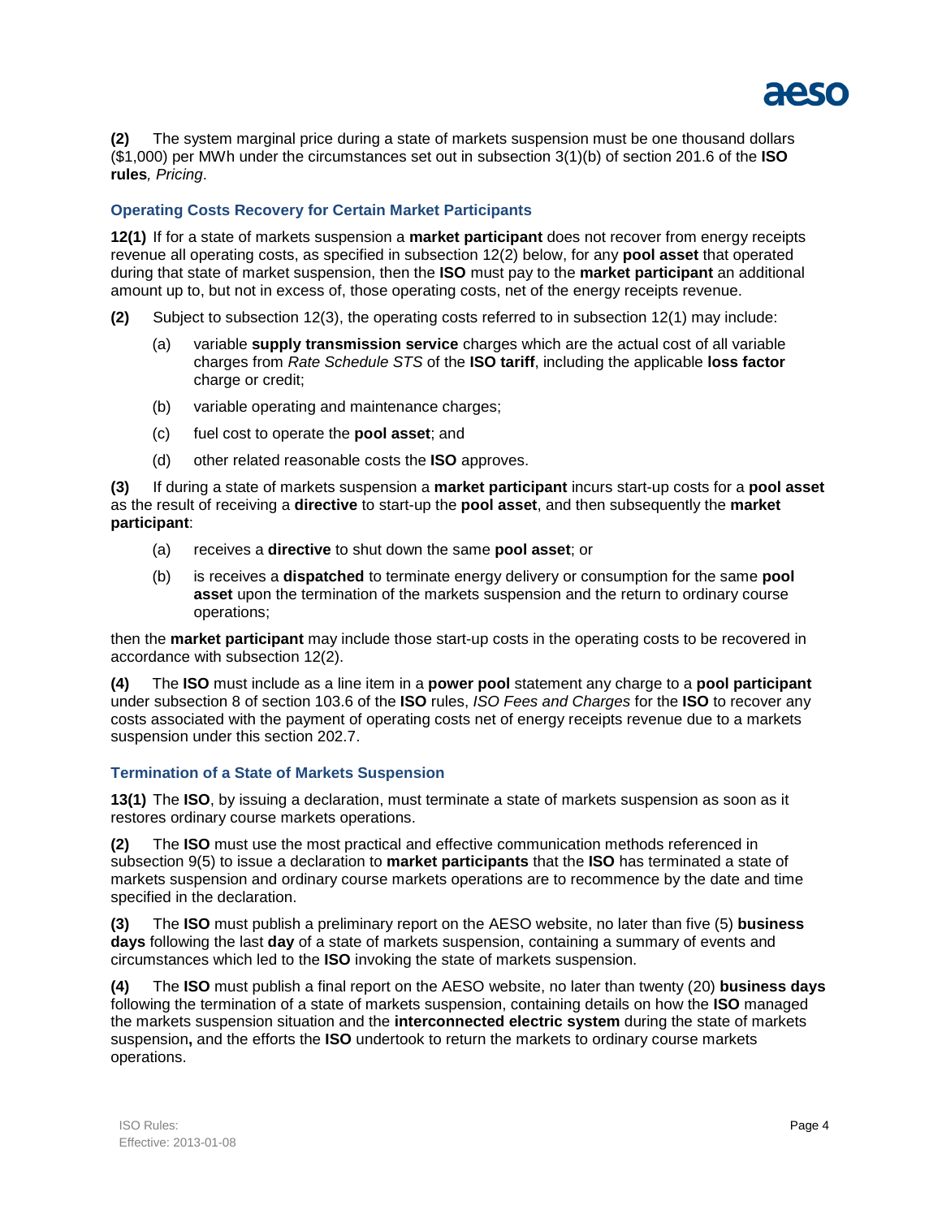**(2)** The system marginal price during a state of markets suspension must be one thousand dollars ($1,000) per MWh under the circumstances set out in subsection 3(1)(b) of section 201.6 of the **ISO rules***, Pricing*.

### Operating Costs Recovery for Certain Market Participants

**12(1)** If for a state of markets suspension a **market participant** does not recover from energy receipts revenue all operating costs, as specified in subsection 12(2) below, for any **pool asset** that operated during that state of market suspension, then the **ISO** must pay to the **market participant** an additional amount up to, but not in excess of, those operating costs, net of the energy receipts revenue.

**(2)** Subject to subsection 12(3), the operating costs referred to in subsection 12(1) may include:

- (a) variable **supply transmission service** charges which are the actual cost of all variable charges from *Rate Schedule STS* of the **ISO tariff**, including the applicable **loss factor** charge or credit;
- (b) variable operating and maintenance charges;
- (c) fuel cost to operate the **pool asset**; and
- (d) other related reasonable costs the **ISO** approves.

**(3)** If during a state of markets suspension a **market participant** incurs start-up costs for a **pool asset** as the result of receiving a **directive** to start-up the **pool asset**, and then subsequently the **market participant**:

- (a) receives a **directive** to shut down the same **pool asset**; or
- (b) is receives a **dispatched** to terminate energy delivery or consumption for the same **pool asset** upon the termination of the markets suspension and the return to ordinary course operations;

then the **market participant** may include those start-up costs in the operating costs to be recovered in accordance with subsection 12(2).

**(4)** The **ISO** must include as a line item in a **power pool** statement any charge to a **pool participant** under subsection 8 of section 103.6 of the **ISO** rules, *ISO Fees and Charges* for the **ISO** to recover any costs associated with the payment of operating costs net of energy receipts revenue due to a markets suspension under this section 202.7.

### Termination of a State of Markets Suspension

**13(1)** The **ISO**, by issuing a declaration, must terminate a state of markets suspension as soon as it restores ordinary course markets operations.

**(2)** The **ISO** must use the most practical and effective communication methods referenced in subsection 9(5) to issue a declaration to **market participants** that the **ISO** has terminated a state of markets suspension and ordinary course markets operations are to recommence by the date and time specified in the declaration.

**(3)** The **ISO** must publish a preliminary report on the AESO website, no later than five (5) **business days** following the last **day** of a state of markets suspension, containing a summary of events and circumstances which led to the **ISO** invoking the state of markets suspension.

**(4)** The **ISO** must publish a final report on the AESO website, no later than twenty (20) **business days** following the termination of a state of markets suspension, containing details on how the **ISO** managed the markets suspension situation and the **interconnected electric system** during the state of markets suspension**,** and the efforts the **ISO** undertook to return the markets to ordinary course markets operations.

ISO Rules:
Effective: 2013-01-08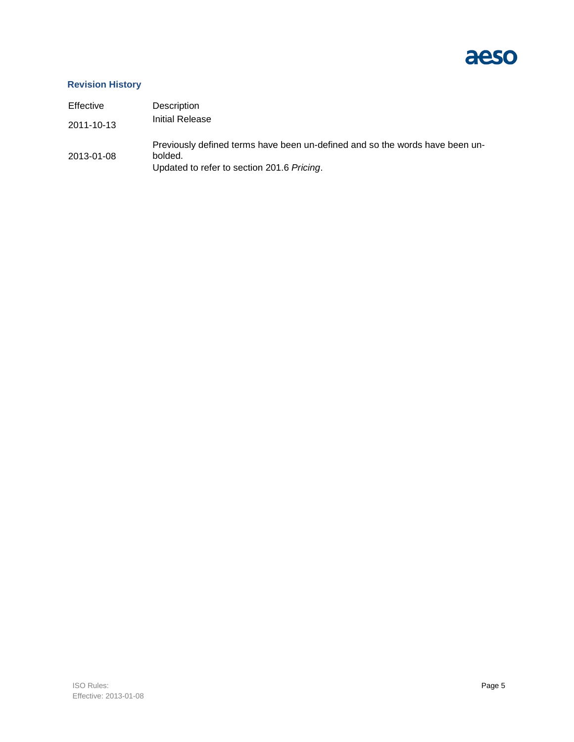## Revision History

| Effective | Description |
| --- | --- |
| 2011-10-13 | Initial Release |
| 2013-01-08 | Previously defined terms have been un-defined and so the words have been un-bolded.<br>Updated to refer to section 201.6 *Pricing*. |